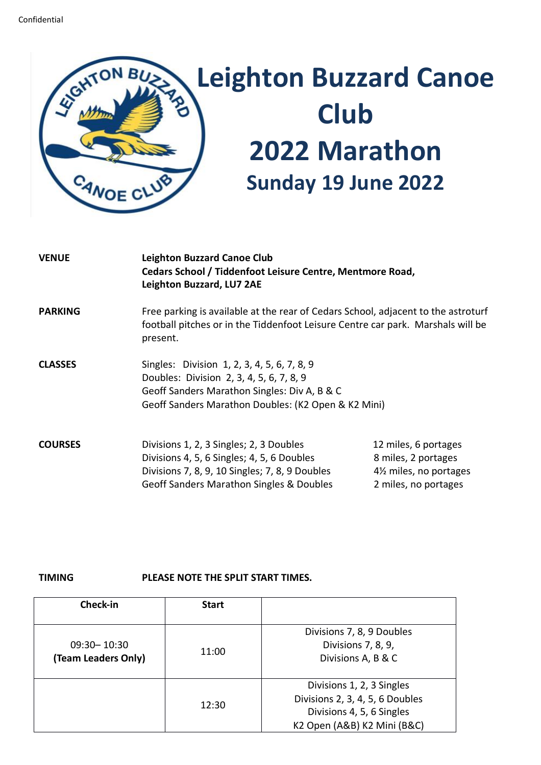Confidential

# Leighton Buzzard Canoe Club
# 2022 Marathon
## Sunday 19 June 2022

**VENUE**

**Leighton Buzzard Canoe Club**
**Cedars School / Tiddenfoot Leisure Centre, Mentmore Road, Leighton Buzzard, LU7 2AE**

**PARKING**

Free parking is available at the rear of Cedars School, adjacent to the astroturf football pitches or in the Tiddenfoot Leisure Centre car park. Marshals will be present.

**CLASSES**

Singles: Division 1, 2, 3, 4, 5, 6, 7, 8, 9
Doubles: Division 2, 3, 4, 5, 6, 7, 8, 9
Geoff Sanders Marathon Singles: Div A, B & C
Geoff Sanders Marathon Doubles: (K2 Open & K2 Mini)

**COURSES**

| | |
|---|---|
| Divisions 1, 2, 3 Singles; 2, 3 Doubles | 12 miles, 6 portages |
| Divisions 4, 5, 6 Singles; 4, 5, 6 Doubles | 8 miles, 2 portages |
| Divisions 7, 8, 9, 10 Singles; 7, 8, 9 Doubles | 4½ miles, no portages |
| Geoff Sanders Marathon Singles & Doubles | 2 miles, no portages |

**TIMING** **PLEASE NOTE THE SPLIT START TIMES.**

| Check-in | Start | |
|---|---|---|
| 09:30– 10:30 **(Team Leaders Only)** | 11:00 | Divisions 7, 8, 9 Doubles<br>Divisions 7, 8, 9,<br>Divisions A, B & C |
| | 12:30 | Divisions 1, 2, 3 Singles<br>Divisions 2, 3, 4, 5, 6 Doubles<br>Divisions 4, 5, 6 Singles<br>K2 Open (A&B) K2 Mini (B&C) |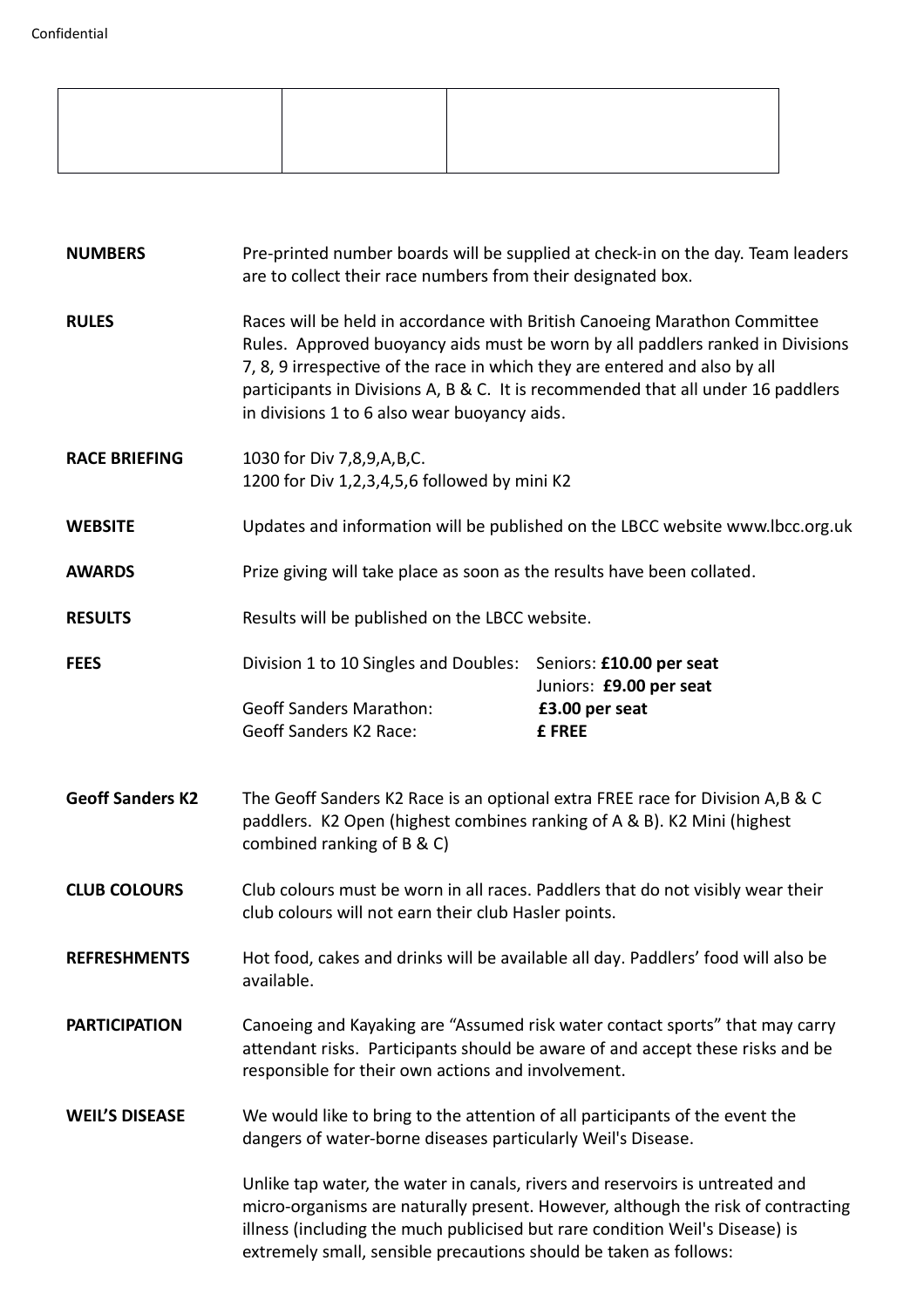Confidential

| | | |
|---|---|---|
| | | |

**NUMBERS** Pre-printed number boards will be supplied at check-in on the day. Team leaders are to collect their race numbers from their designated box.

**RULES** Races will be held in accordance with British Canoeing Marathon Committee Rules. Approved buoyancy aids must be worn by all paddlers ranked in Divisions 7, 8, 9 irrespective of the race in which they are entered and also by all participants in Divisions A, B & C. It is recommended that all under 16 paddlers in divisions 1 to 6 also wear buoyancy aids.

**RACE BRIEFING** 1030 for Div 7,8,9,A,B,C.
1200 for Div 1,2,3,4,5,6 followed by mini K2

**WEBSITE** Updates and information will be published on the LBCC website www.lbcc.org.uk

**AWARDS** Prize giving will take place as soon as the results have been collated.

**RESULTS** Results will be published on the LBCC website.

**FEES**

| | |
|---|---|
| Division 1 to 10 Singles and Doubles: | Seniors: **£10.00 per seat** |
| | Juniors: **£9.00 per seat** |
| Geoff Sanders Marathon: | **£3.00 per seat** |
| Geoff Sanders K2 Race: | **£ FREE** |

**Geoff Sanders K2** The Geoff Sanders K2 Race is an optional extra FREE race for Division A,B & C paddlers. K2 Open (highest combines ranking of A & B). K2 Mini (highest combined ranking of B & C)

**CLUB COLOURS** Club colours must be worn in all races. Paddlers that do not visibly wear their club colours will not earn their club Hasler points.

**REFRESHMENTS** Hot food, cakes and drinks will be available all day. Paddlers' food will also be available.

**PARTICIPATION** Canoeing and Kayaking are "Assumed risk water contact sports" that may carry attendant risks. Participants should be aware of and accept these risks and be responsible for their own actions and involvement.

**WEIL'S DISEASE** We would like to bring to the attention of all participants of the event the dangers of water-borne diseases particularly Weil's Disease.

Unlike tap water, the water in canals, rivers and reservoirs is untreated and micro-organisms are naturally present. However, although the risk of contracting illness (including the much publicised but rare condition Weil's Disease) is extremely small, sensible precautions should be taken as follows: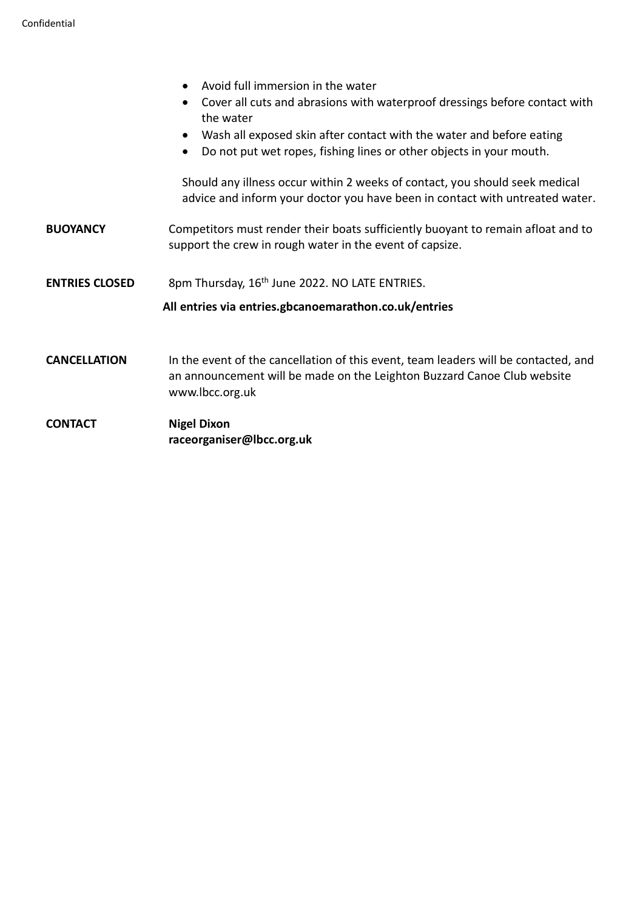- Avoid full immersion in the water
- Cover all cuts and abrasions with waterproof dressings before contact with the water
- Wash all exposed skin after contact with the water and before eating
- Do not put wet ropes, fishing lines or other objects in your mouth.

Should any illness occur within 2 weeks of contact, you should seek medical advice and inform your doctor you have been in contact with untreated water.

**BUOYANCY** Competitors must render their boats sufficiently buoyant to remain afloat and to support the crew in rough water in the event of capsize.

**ENTRIES CLOSED** 8pm Thursday, 16th June 2022. NO LATE ENTRIES.

**All entries via entries.gbcanoemarathon.co.uk/entries**

**CANCELLATION** In the event of the cancellation of this event, team leaders will be contacted, and an announcement will be made on the Leighton Buzzard Canoe Club website www.lbcc.org.uk

**CONTACT** **Nigel Dixon**
**raceorganiser@lbcc.org.uk**